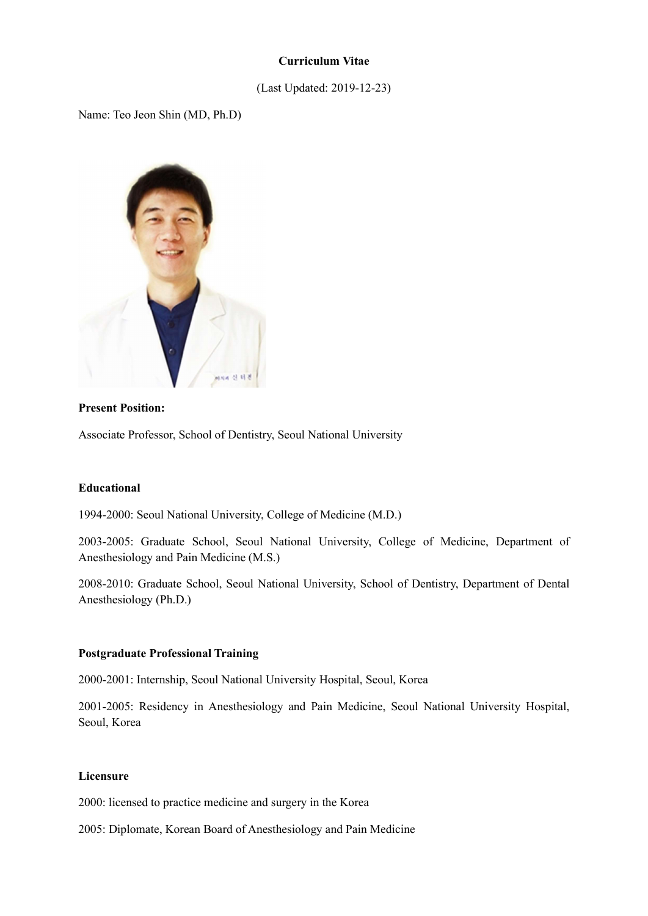**Curriculum Vitae**

(Last Updated: 2019-12-23)

Name: Teo Jeon Shin (MD, Ph.D)

**Present Position:**

Associate Professor, School of Dentistry, Seoul National University

**Educational**

1994-2000: Seoul National University, College of Medicine (M.D.)

2003-2005: Graduate School, Seoul National University, College of Medicine, Department of Anesthesiology and Pain Medicine (M.S.)

2008-2010: Graduate School, Seoul National University, School of Dentistry, Department of Dental Anesthesiology (Ph.D.)

**Postgraduate Professional Training**

2000-2001: Internship, Seoul National University Hospital, Seoul, Korea

2001-2005: Residency in Anesthesiology and Pain Medicine, Seoul National University Hospital, Seoul, Korea

**Licensure**

2000: licensed to practice medicine and surgery in the Korea

2005: Diplomate, Korean Board of Anesthesiology and Pain Medicine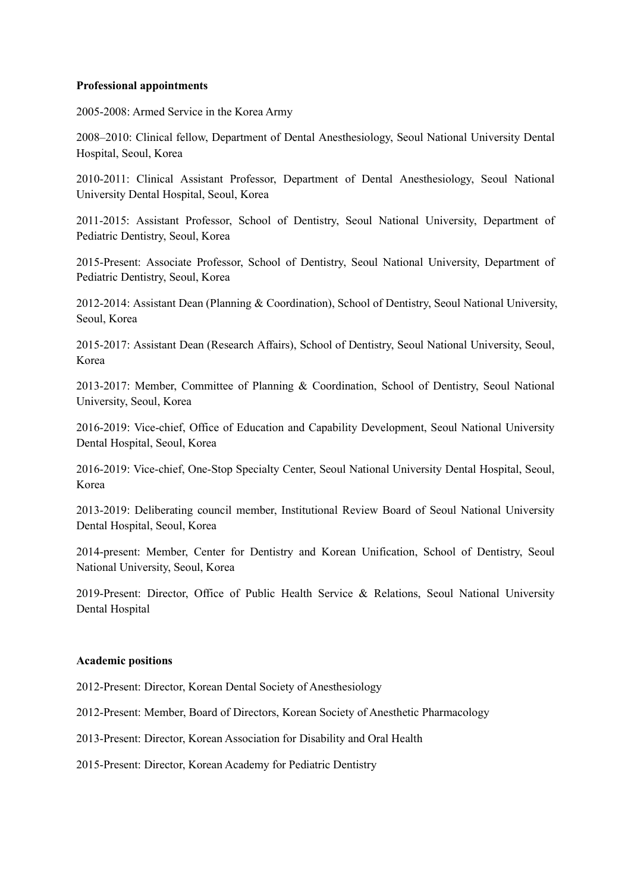**Professional appointments**

2005-2008: Armed Service in the Korea Army

2008–2010: Clinical fellow, Department of Dental Anesthesiology, Seoul National University Dental Hospital, Seoul, Korea

2010-2011: Clinical Assistant Professor, Department of Dental Anesthesiology, Seoul National University Dental Hospital, Seoul, Korea

2011-2015: Assistant Professor, School of Dentistry, Seoul National University, Department of Pediatric Dentistry, Seoul, Korea

2015-Present: Associate Professor, School of Dentistry, Seoul National University, Department of Pediatric Dentistry, Seoul, Korea

2012-2014: Assistant Dean (Planning & Coordination), School of Dentistry, Seoul National University, Seoul, Korea

2015-2017: Assistant Dean (Research Affairs), School of Dentistry, Seoul National University, Seoul, Korea

2013-2017: Member, Committee of Planning & Coordination, School of Dentistry, Seoul National University, Seoul, Korea

2016-2019: Vice-chief, Office of Education and Capability Development, Seoul National University Dental Hospital, Seoul, Korea

2016-2019: Vice-chief, One-Stop Specialty Center, Seoul National University Dental Hospital, Seoul, Korea

2013-2019: Deliberating council member, Institutional Review Board of Seoul National University Dental Hospital, Seoul, Korea

2014-present: Member, Center for Dentistry and Korean Unification, School of Dentistry, Seoul National University, Seoul, Korea

2019-Present: Director, Office of Public Health Service & Relations, Seoul National University Dental Hospital

**Academic positions**

2012-Present: Director, Korean Dental Society of Anesthesiology

2012-Present: Member, Board of Directors, Korean Society of Anesthetic Pharmacology

2013-Present: Director, Korean Association for Disability and Oral Health

2015-Present: Director, Korean Academy for Pediatric Dentistry